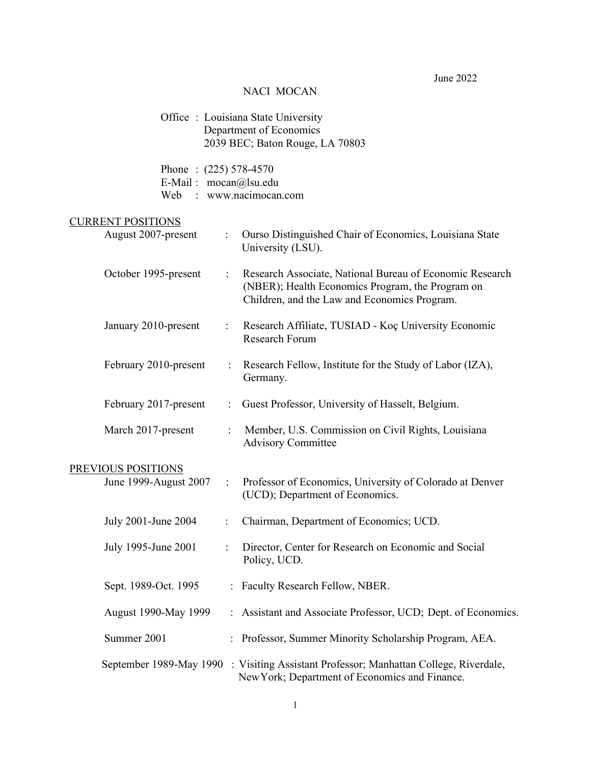June 2022

# NACI MOCAN

Office : Louisiana State University
Department of Economics
2039 BEC; Baton Rouge, LA 70803

Phone : (225) 578-4570
E-Mail : mocan@lsu.edu
Web : www.nacimocan.com

## CURRENT POSITIONS

| | | |
|---|---|---|
| August 2007-present | : | Ourso Distinguished Chair of Economics, Louisiana State University (LSU). |
| October 1995-present | : | Research Associate, National Bureau of Economic Research (NBER); Health Economics Program, the Program on Children, and the Law and Economics Program. |
| January 2010-present | : | Research Affiliate, TUSIAD - Koç University Economic Research Forum |
| February 2010-present | : | Research Fellow, Institute for the Study of Labor (IZA), Germany. |
| February 2017-present | : | Guest Professor, University of Hasselt, Belgium. |
| March 2017-present | : | Member, U.S. Commission on Civil Rights, Louisiana Advisory Committee |

## PREVIOUS POSITIONS

| | | |
|---|---|---|
| June 1999-August 2007 | : | Professor of Economics, University of Colorado at Denver (UCD); Department of Economics. |
| July 2001-June 2004 | : | Chairman, Department of Economics; UCD. |
| July 1995-June 2001 | : | Director, Center for Research on Economic and Social Policy, UCD. |
| Sept. 1989-Oct. 1995 | : | Faculty Research Fellow, NBER. |
| August 1990-May 1999 | : | Assistant and Associate Professor, UCD; Dept. of Economics. |
| Summer 2001 | : | Professor, Summer Minority Scholarship Program, AEA. |
| September 1989-May 1990 | : | Visiting Assistant Professor; Manhattan College, Riverdale, NewYork; Department of Economics and Finance. |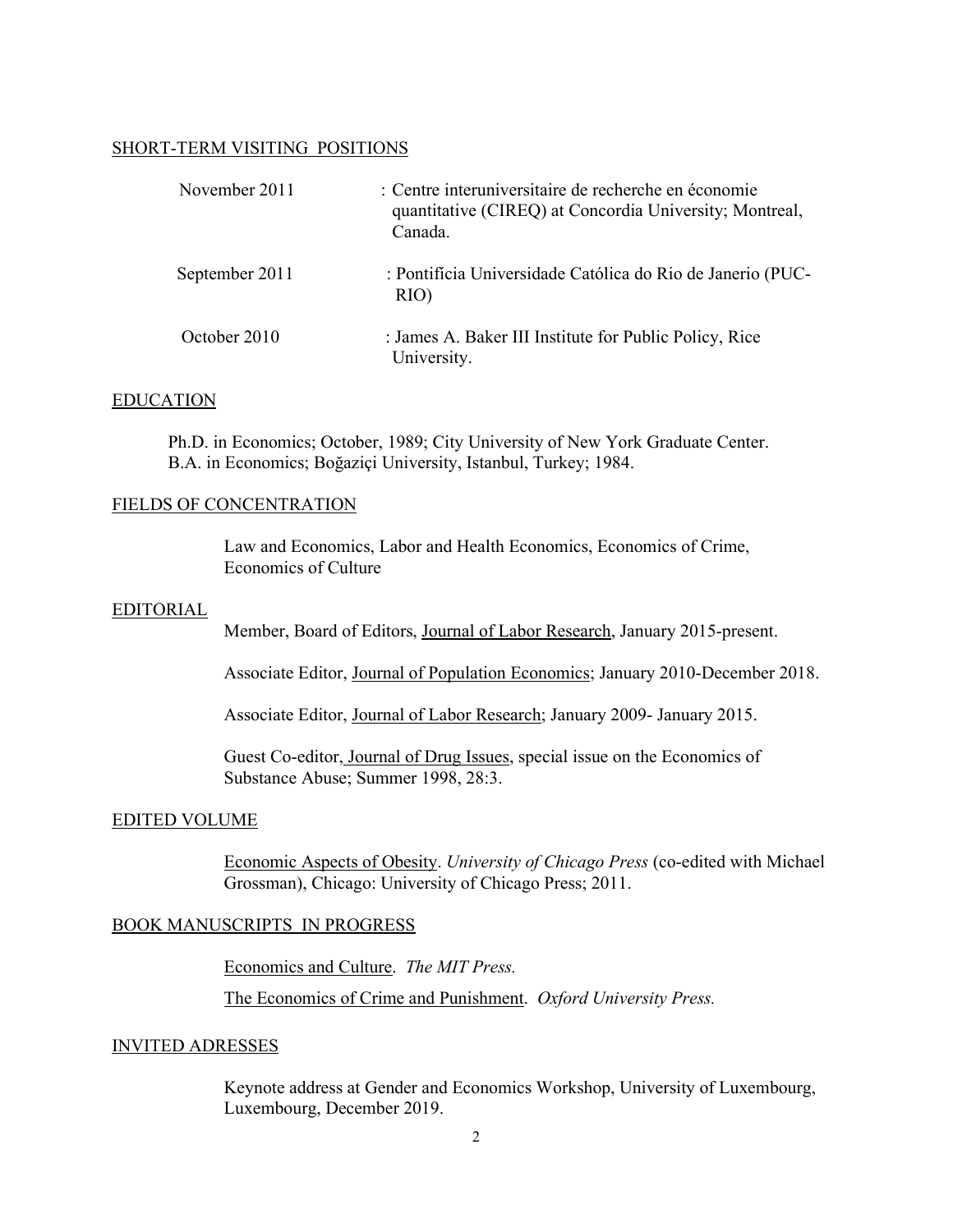## SHORT-TERM VISITING POSITIONS

| | |
|---|---|
| November 2011 | : Centre interuniversitaire de recherche en économie quantitative (CIREQ) at Concordia University; Montreal, Canada. |
| September 2011 | : Pontifícia Universidade Católica do Rio de Janerio (PUC-RIO) |
| October 2010 | : James A. Baker III Institute for Public Policy, Rice University. |

## EDUCATION

Ph.D. in Economics; October, 1989; City University of New York Graduate Center.
B.A. in Economics; Boğaziçi University, Istanbul, Turkey; 1984.

## FIELDS OF CONCENTRATION

Law and Economics, Labor and Health Economics, Economics of Crime, Economics of Culture

## EDITORIAL

Member, Board of Editors, Journal of Labor Research, January 2015-present.

Associate Editor, Journal of Population Economics; January 2010-December 2018.

Associate Editor, Journal of Labor Research; January 2009- January 2015.

Guest Co-editor, Journal of Drug Issues, special issue on the Economics of Substance Abuse; Summer 1998, 28:3.

## EDITED VOLUME

Economic Aspects of Obesity. *University of Chicago Press* (co-edited with Michael Grossman), Chicago: University of Chicago Press; 2011.

## BOOK MANUSCRIPTS IN PROGRESS

Economics and Culture. *The MIT Press.*

The Economics of Crime and Punishment. *Oxford University Press.*

## INVITED ADRESSES

Keynote address at Gender and Economics Workshop, University of Luxembourg, Luxembourg, December 2019.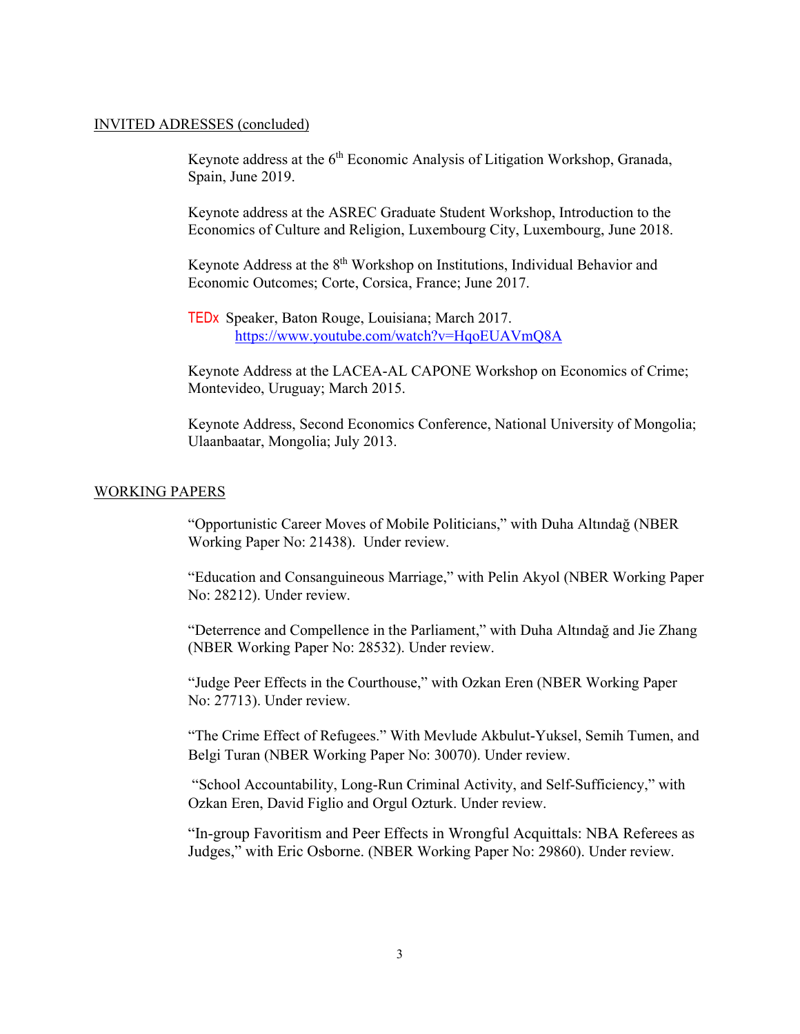INVITED ADRESSES (concluded)

Keynote address at the 6th Economic Analysis of Litigation Workshop, Granada, Spain, June 2019.

Keynote address at the ASREC Graduate Student Workshop, Introduction to the Economics of Culture and Religion, Luxembourg City, Luxembourg, June 2018.

Keynote Address at the 8th Workshop on Institutions, Individual Behavior and Economic Outcomes; Corte, Corsica, France; June 2017.

TEDx Speaker, Baton Rouge, Louisiana; March 2017.
https://www.youtube.com/watch?v=HqoEUAVmQ8A

Keynote Address at the LACEA-AL CAPONE Workshop on Economics of Crime; Montevideo, Uruguay; March 2015.

Keynote Address, Second Economics Conference, National University of Mongolia; Ulaanbaatar, Mongolia; July 2013.

WORKING PAPERS

"Opportunistic Career Moves of Mobile Politicians," with Duha Altındağ (NBER Working Paper No: 21438). Under review.

"Education and Consanguineous Marriage," with Pelin Akyol (NBER Working Paper No: 28212). Under review.

"Deterrence and Compellence in the Parliament," with Duha Altındağ and Jie Zhang (NBER Working Paper No: 28532). Under review.

"Judge Peer Effects in the Courthouse," with Ozkan Eren (NBER Working Paper No: 27713). Under review.

"The Crime Effect of Refugees." With Mevlude Akbulut-Yuksel, Semih Tumen, and Belgi Turan (NBER Working Paper No: 30070). Under review.

"School Accountability, Long-Run Criminal Activity, and Self-Sufficiency," with Ozkan Eren, David Figlio and Orgul Ozturk. Under review.

"In-group Favoritism and Peer Effects in Wrongful Acquittals: NBA Referees as Judges," with Eric Osborne. (NBER Working Paper No: 29860). Under review.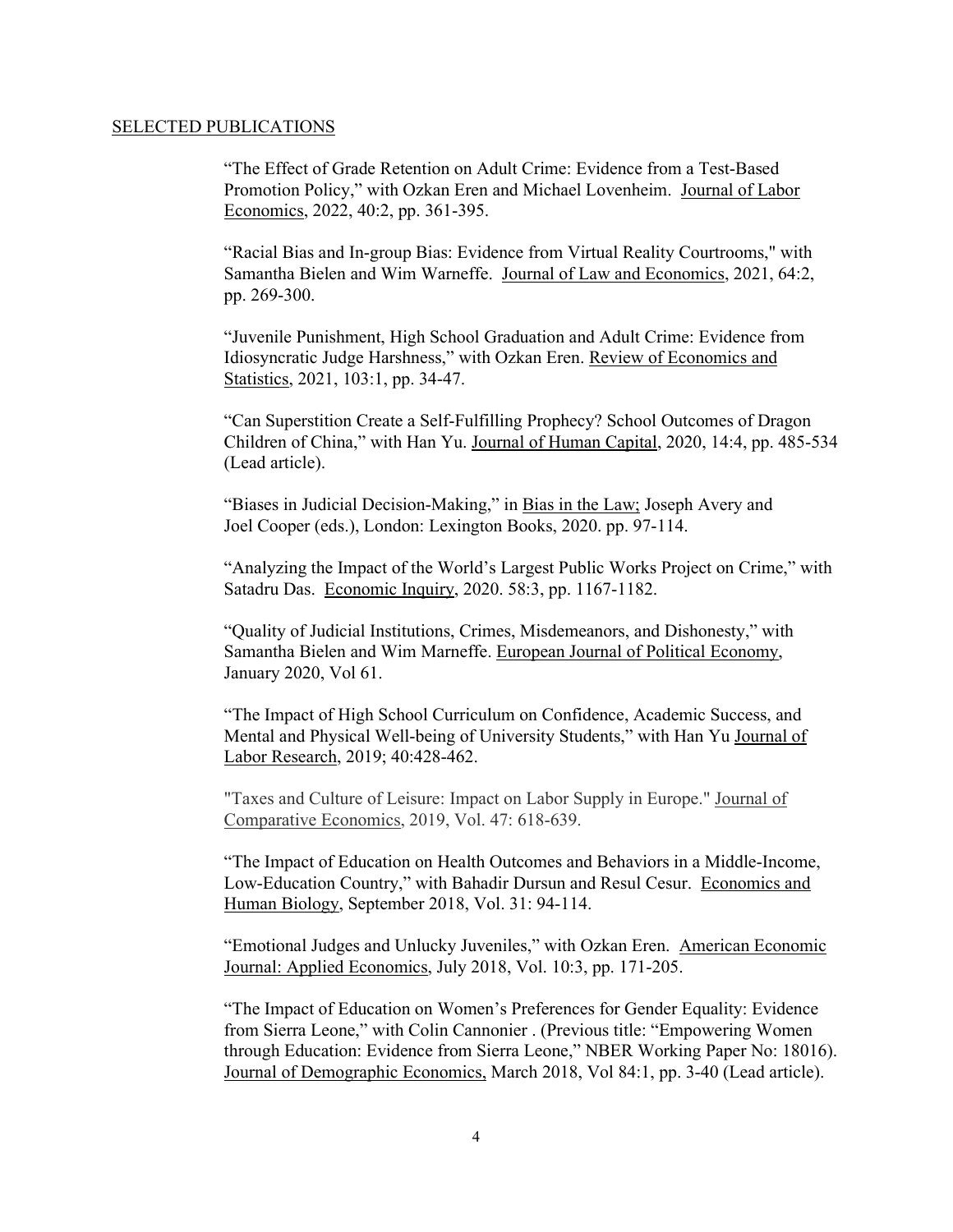## SELECTED PUBLICATIONS

"The Effect of Grade Retention on Adult Crime: Evidence from a Test-Based Promotion Policy," with Ozkan Eren and Michael Lovenheim. Journal of Labor Economics, 2022, 40:2, pp. 361-395.

"Racial Bias and In-group Bias: Evidence from Virtual Reality Courtrooms," with Samantha Bielen and Wim Warneffe. Journal of Law and Economics, 2021, 64:2, pp. 269-300.

"Juvenile Punishment, High School Graduation and Adult Crime: Evidence from Idiosyncratic Judge Harshness," with Ozkan Eren. Review of Economics and Statistics, 2021, 103:1, pp. 34-47.

"Can Superstition Create a Self-Fulfilling Prophecy? School Outcomes of Dragon Children of China," with Han Yu. Journal of Human Capital, 2020, 14:4, pp. 485-534 (Lead article).

"Biases in Judicial Decision-Making," in Bias in the Law; Joseph Avery and Joel Cooper (eds.), London: Lexington Books, 2020. pp. 97-114.

"Analyzing the Impact of the World's Largest Public Works Project on Crime," with Satadru Das. Economic Inquiry, 2020. 58:3, pp. 1167-1182.

"Quality of Judicial Institutions, Crimes, Misdemeanors, and Dishonesty," with Samantha Bielen and Wim Marneffe. European Journal of Political Economy, January 2020, Vol 61.

"The Impact of High School Curriculum on Confidence, Academic Success, and Mental and Physical Well-being of University Students," with Han Yu Journal of Labor Research, 2019; 40:428-462.

"Taxes and Culture of Leisure: Impact on Labor Supply in Europe." Journal of Comparative Economics, 2019, Vol. 47: 618-639.

"The Impact of Education on Health Outcomes and Behaviors in a Middle-Income, Low-Education Country," with Bahadir Dursun and Resul Cesur. Economics and Human Biology, September 2018, Vol. 31: 94-114.

"Emotional Judges and Unlucky Juveniles," with Ozkan Eren. American Economic Journal: Applied Economics, July 2018, Vol. 10:3, pp. 171-205.

"The Impact of Education on Women's Preferences for Gender Equality: Evidence from Sierra Leone," with Colin Cannonier . (Previous title: "Empowering Women through Education: Evidence from Sierra Leone," NBER Working Paper No: 18016). Journal of Demographic Economics, March 2018, Vol 84:1, pp. 3-40 (Lead article).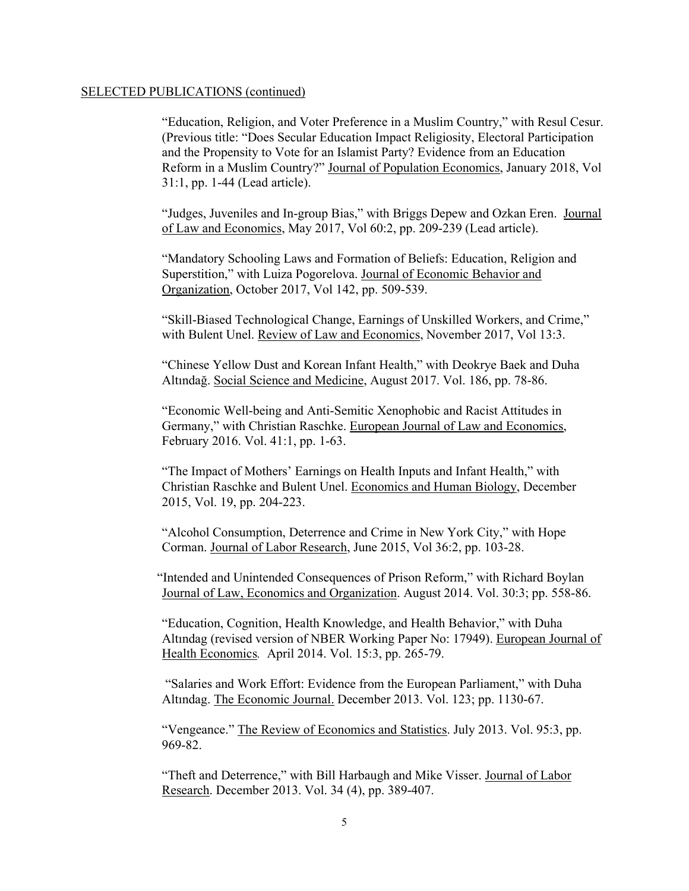SELECTED PUBLICATIONS (continued)

"Education, Religion, and Voter Preference in a Muslim Country," with Resul Cesur. (Previous title: "Does Secular Education Impact Religiosity, Electoral Participation and the Propensity to Vote for an Islamist Party? Evidence from an Education Reform in a Muslim Country?" Journal of Population Economics, January 2018, Vol 31:1, pp. 1-44 (Lead article).

"Judges, Juveniles and In-group Bias," with Briggs Depew and Ozkan Eren. Journal of Law and Economics, May 2017, Vol 60:2, pp. 209-239 (Lead article).

"Mandatory Schooling Laws and Formation of Beliefs: Education, Religion and Superstition," with Luiza Pogorelova. Journal of Economic Behavior and Organization, October 2017, Vol 142, pp. 509-539.

"Skill-Biased Technological Change, Earnings of Unskilled Workers, and Crime," with Bulent Unel. Review of Law and Economics, November 2017, Vol 13:3.

"Chinese Yellow Dust and Korean Infant Health," with Deokrye Baek and Duha Altındağ. Social Science and Medicine, August 2017. Vol. 186, pp. 78-86.

"Economic Well-being and Anti-Semitic Xenophobic and Racist Attitudes in Germany," with Christian Raschke. European Journal of Law and Economics, February 2016. Vol. 41:1, pp. 1-63.

"The Impact of Mothers' Earnings on Health Inputs and Infant Health," with Christian Raschke and Bulent Unel. Economics and Human Biology, December 2015, Vol. 19, pp. 204-223.

"Alcohol Consumption, Deterrence and Crime in New York City," with Hope Corman. Journal of Labor Research, June 2015, Vol 36:2, pp. 103-28.

"Intended and Unintended Consequences of Prison Reform," with Richard Boylan Journal of Law, Economics and Organization. August 2014. Vol. 30:3; pp. 558-86.

"Education, Cognition, Health Knowledge, and Health Behavior," with Duha Altındag (revised version of NBER Working Paper No: 17949). European Journal of Health Economics*.* April 2014. Vol. 15:3, pp. 265-79.

"Salaries and Work Effort: Evidence from the European Parliament," with Duha Altındag. The Economic Journal. December 2013. Vol. 123; pp. 1130-67.

"Vengeance." The Review of Economics and Statistics. July 2013. Vol. 95:3, pp. 969-82.

"Theft and Deterrence," with Bill Harbaugh and Mike Visser. Journal of Labor Research. December 2013. Vol. 34 (4), pp. 389-407.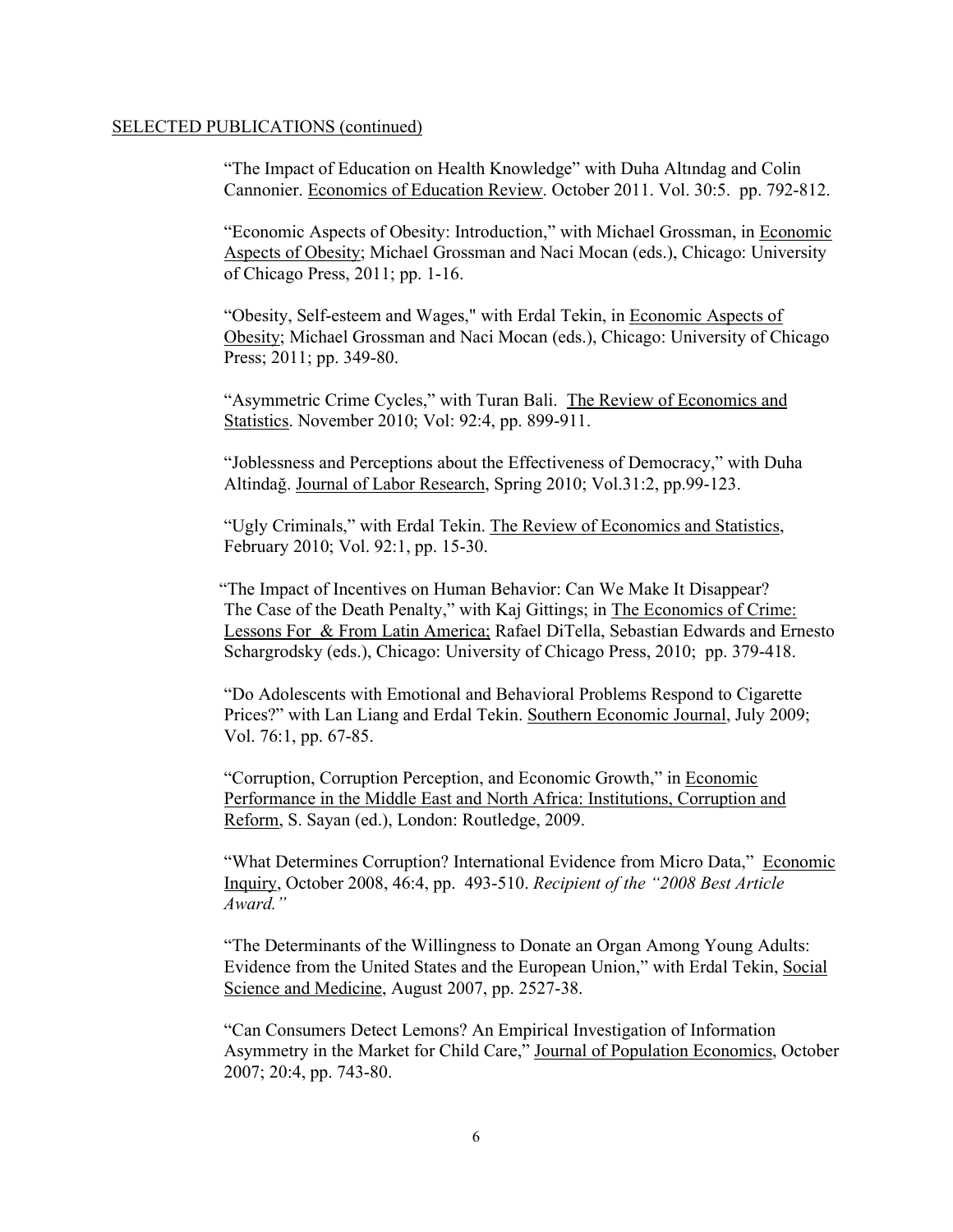SELECTED PUBLICATIONS (continued)

"The Impact of Education on Health Knowledge" with Duha Altındag and Colin Cannonier. Economics of Education Review. October 2011. Vol. 30:5. pp. 792-812.

"Economic Aspects of Obesity: Introduction," with Michael Grossman, in Economic Aspects of Obesity; Michael Grossman and Naci Mocan (eds.), Chicago: University of Chicago Press, 2011; pp. 1-16.

"Obesity, Self-esteem and Wages," with Erdal Tekin, in Economic Aspects of Obesity; Michael Grossman and Naci Mocan (eds.), Chicago: University of Chicago Press; 2011; pp. 349-80.

"Asymmetric Crime Cycles," with Turan Bali. The Review of Economics and Statistics. November 2010; Vol: 92:4, pp. 899-911.

"Joblessness and Perceptions about the Effectiveness of Democracy," with Duha Altindağ. Journal of Labor Research, Spring 2010; Vol.31:2, pp.99-123.

"Ugly Criminals," with Erdal Tekin. The Review of Economics and Statistics, February 2010; Vol. 92:1, pp. 15-30.

"The Impact of Incentives on Human Behavior: Can We Make It Disappear? The Case of the Death Penalty," with Kaj Gittings; in The Economics of Crime: Lessons For & From Latin America; Rafael DiTella, Sebastian Edwards and Ernesto Schargrodsky (eds.), Chicago: University of Chicago Press, 2010; pp. 379-418.

"Do Adolescents with Emotional and Behavioral Problems Respond to Cigarette Prices?" with Lan Liang and Erdal Tekin. Southern Economic Journal, July 2009; Vol. 76:1, pp. 67-85.

"Corruption, Corruption Perception, and Economic Growth," in Economic Performance in the Middle East and North Africa: Institutions, Corruption and Reform, S. Sayan (ed.), London: Routledge, 2009.

"What Determines Corruption? International Evidence from Micro Data," Economic Inquiry, October 2008, 46:4, pp. 493-510. *Recipient of the "2008 Best Article Award."*

"The Determinants of the Willingness to Donate an Organ Among Young Adults: Evidence from the United States and the European Union," with Erdal Tekin, Social Science and Medicine, August 2007, pp. 2527-38.

"Can Consumers Detect Lemons? An Empirical Investigation of Information Asymmetry in the Market for Child Care," Journal of Population Economics, October 2007; 20:4, pp. 743-80.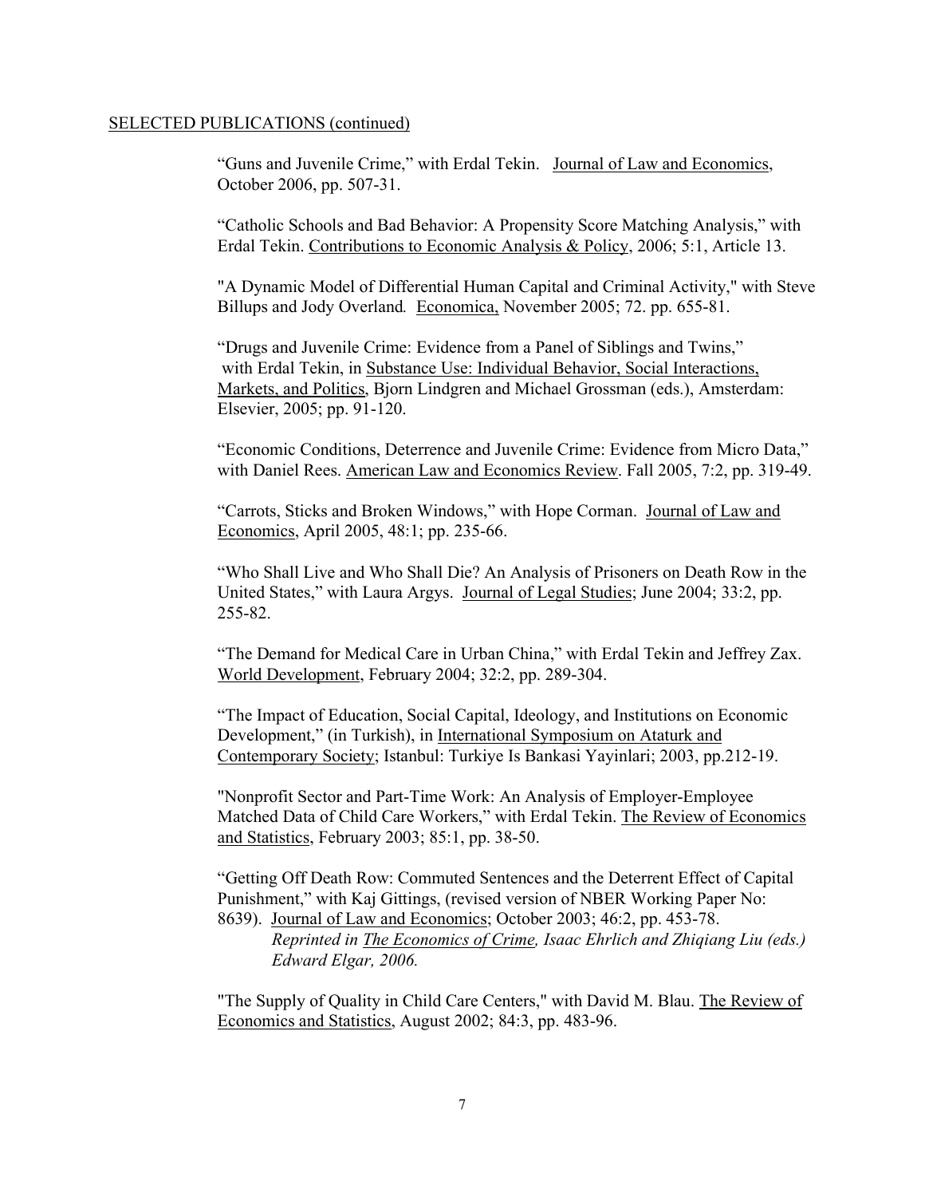SELECTED PUBLICATIONS (continued)

"Guns and Juvenile Crime," with Erdal Tekin. Journal of Law and Economics, October 2006, pp. 507-31.

"Catholic Schools and Bad Behavior: A Propensity Score Matching Analysis," with Erdal Tekin. Contributions to Economic Analysis & Policy, 2006; 5:1, Article 13.

"A Dynamic Model of Differential Human Capital and Criminal Activity," with Steve Billups and Jody Overland. Economica, November 2005; 72. pp. 655-81.

"Drugs and Juvenile Crime: Evidence from a Panel of Siblings and Twins," with Erdal Tekin, in Substance Use: Individual Behavior, Social Interactions, Markets, and Politics, Bjorn Lindgren and Michael Grossman (eds.), Amsterdam: Elsevier, 2005; pp. 91-120.

"Economic Conditions, Deterrence and Juvenile Crime: Evidence from Micro Data," with Daniel Rees. American Law and Economics Review. Fall 2005, 7:2, pp. 319-49.

"Carrots, Sticks and Broken Windows," with Hope Corman. Journal of Law and Economics, April 2005, 48:1; pp. 235-66.

"Who Shall Live and Who Shall Die? An Analysis of Prisoners on Death Row in the United States," with Laura Argys. Journal of Legal Studies; June 2004; 33:2, pp. 255-82.

"The Demand for Medical Care in Urban China," with Erdal Tekin and Jeffrey Zax. World Development, February 2004; 32:2, pp. 289-304.

"The Impact of Education, Social Capital, Ideology, and Institutions on Economic Development," (in Turkish), in International Symposium on Ataturk and Contemporary Society; Istanbul: Turkiye Is Bankasi Yayinlari; 2003, pp.212-19.

"Nonprofit Sector and Part-Time Work: An Analysis of Employer-Employee Matched Data of Child Care Workers," with Erdal Tekin. The Review of Economics and Statistics, February 2003; 85:1, pp. 38-50.

"Getting Off Death Row: Commuted Sentences and the Deterrent Effect of Capital Punishment," with Kaj Gittings, (revised version of NBER Working Paper No: 8639). Journal of Law and Economics; October 2003; 46:2, pp. 453-78.
*Reprinted in The Economics of Crime, Isaac Ehrlich and Zhiqiang Liu (eds.) Edward Elgar, 2006.*

"The Supply of Quality in Child Care Centers," with David M. Blau. The Review of Economics and Statistics, August 2002; 84:3, pp. 483-96.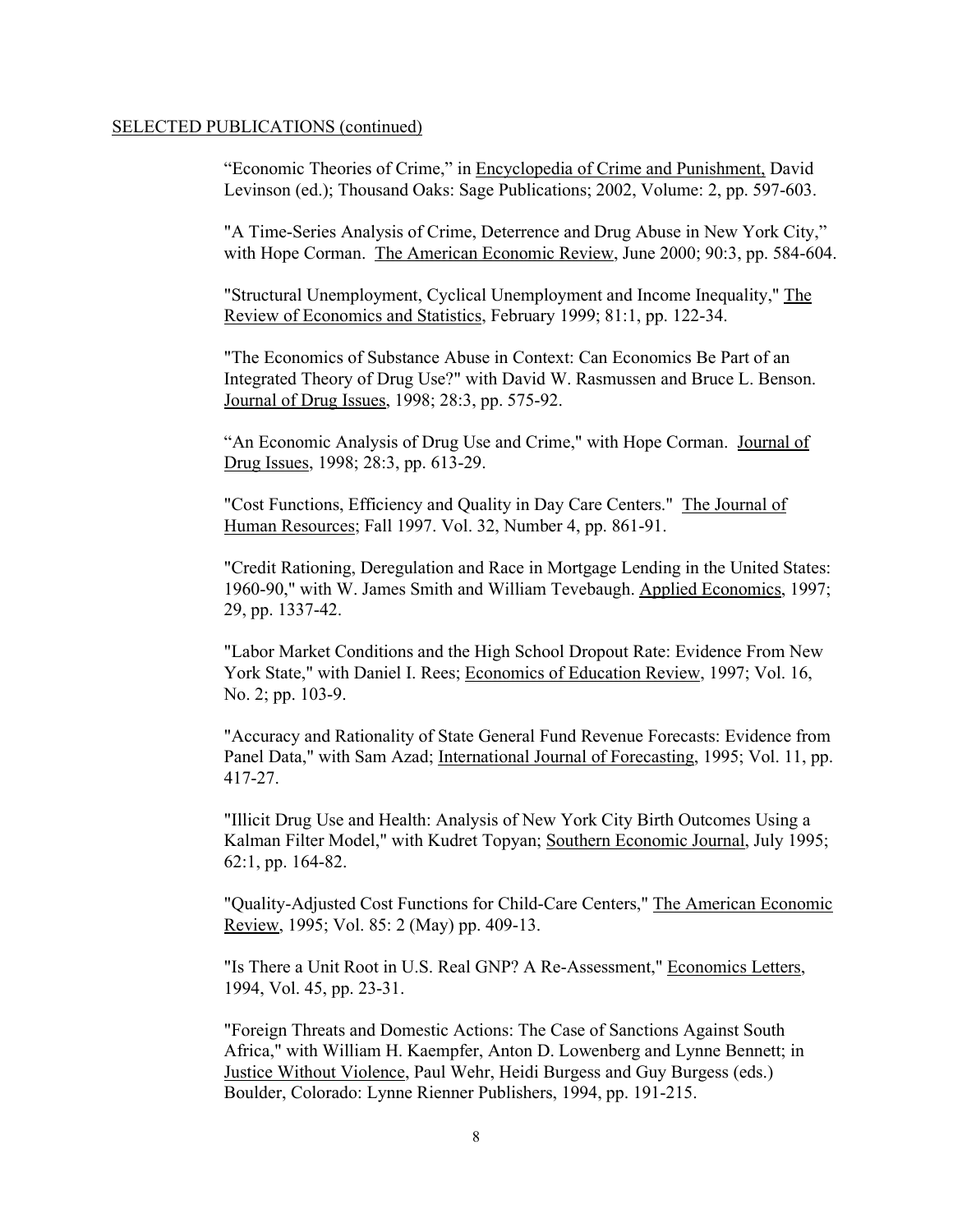SELECTED PUBLICATIONS (continued)

"Economic Theories of Crime," in Encyclopedia of Crime and Punishment, David Levinson (ed.); Thousand Oaks: Sage Publications; 2002, Volume: 2, pp. 597-603.

"A Time-Series Analysis of Crime, Deterrence and Drug Abuse in New York City," with Hope Corman. The American Economic Review, June 2000; 90:3, pp. 584-604.

"Structural Unemployment, Cyclical Unemployment and Income Inequality," The Review of Economics and Statistics, February 1999; 81:1, pp. 122-34.

"The Economics of Substance Abuse in Context: Can Economics Be Part of an Integrated Theory of Drug Use?" with David W. Rasmussen and Bruce L. Benson. Journal of Drug Issues, 1998; 28:3, pp. 575-92.

"An Economic Analysis of Drug Use and Crime," with Hope Corman. Journal of Drug Issues, 1998; 28:3, pp. 613-29.

"Cost Functions, Efficiency and Quality in Day Care Centers." The Journal of Human Resources; Fall 1997. Vol. 32, Number 4, pp. 861-91.

"Credit Rationing, Deregulation and Race in Mortgage Lending in the United States: 1960-90," with W. James Smith and William Tevebaugh. Applied Economics, 1997; 29, pp. 1337-42.

"Labor Market Conditions and the High School Dropout Rate: Evidence From New York State," with Daniel I. Rees; Economics of Education Review, 1997; Vol. 16, No. 2; pp. 103-9.

"Accuracy and Rationality of State General Fund Revenue Forecasts: Evidence from Panel Data," with Sam Azad; International Journal of Forecasting, 1995; Vol. 11, pp. 417-27.

"Illicit Drug Use and Health: Analysis of New York City Birth Outcomes Using a Kalman Filter Model," with Kudret Topyan; Southern Economic Journal, July 1995; 62:1, pp. 164-82.

"Quality-Adjusted Cost Functions for Child-Care Centers," The American Economic Review, 1995; Vol. 85: 2 (May) pp. 409-13.

"Is There a Unit Root in U.S. Real GNP? A Re-Assessment," Economics Letters, 1994, Vol. 45, pp. 23-31.

"Foreign Threats and Domestic Actions: The Case of Sanctions Against South Africa," with William H. Kaempfer, Anton D. Lowenberg and Lynne Bennett; in Justice Without Violence, Paul Wehr, Heidi Burgess and Guy Burgess (eds.) Boulder, Colorado: Lynne Rienner Publishers, 1994, pp. 191-215.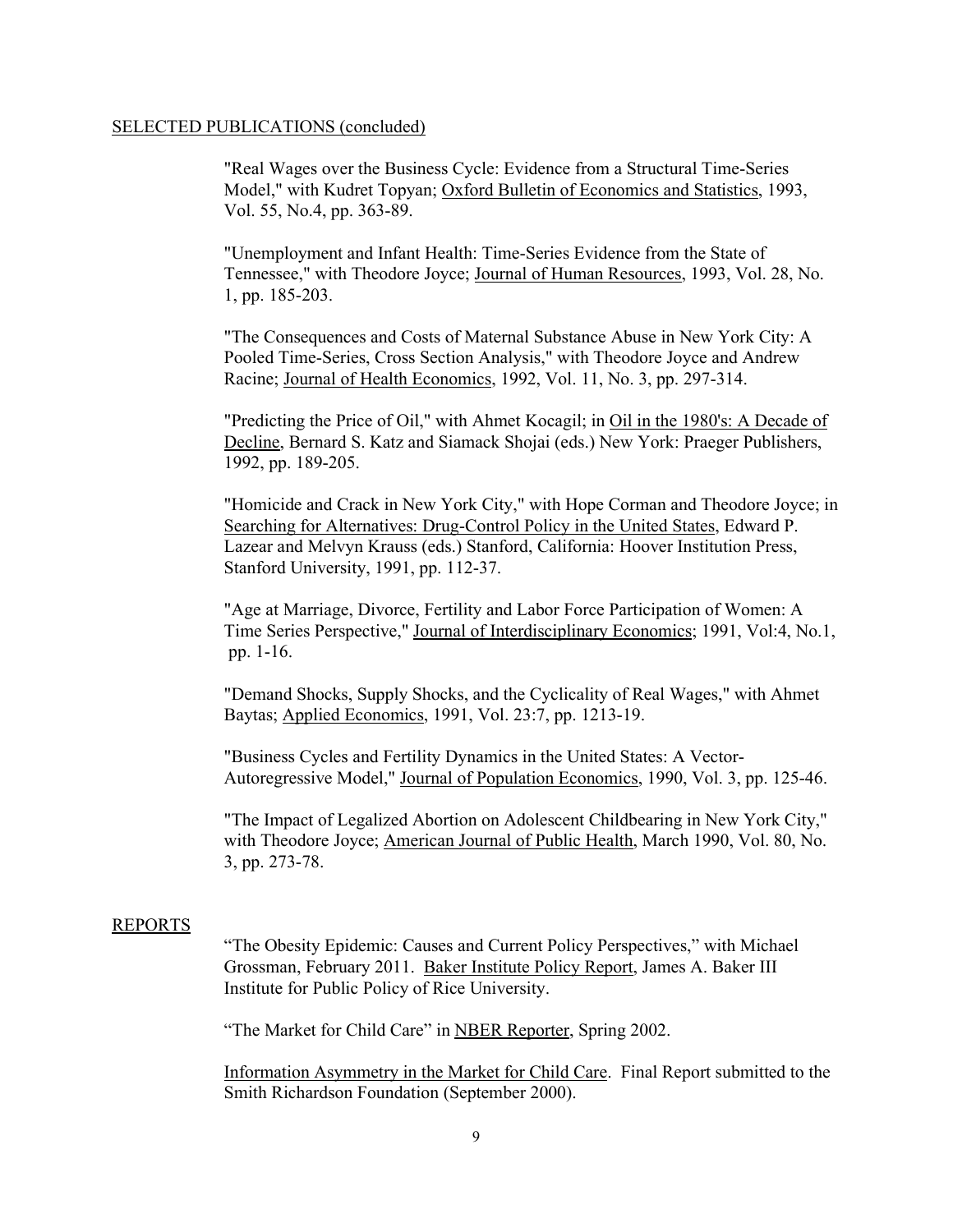## SELECTED PUBLICATIONS (concluded)

"Real Wages over the Business Cycle: Evidence from a Structural Time-Series Model," with Kudret Topyan; Oxford Bulletin of Economics and Statistics, 1993, Vol. 55, No.4, pp. 363-89.

"Unemployment and Infant Health: Time-Series Evidence from the State of Tennessee," with Theodore Joyce; Journal of Human Resources, 1993, Vol. 28, No. 1, pp. 185-203.

"The Consequences and Costs of Maternal Substance Abuse in New York City: A Pooled Time-Series, Cross Section Analysis," with Theodore Joyce and Andrew Racine; Journal of Health Economics, 1992, Vol. 11, No. 3, pp. 297-314.

"Predicting the Price of Oil," with Ahmet Kocagil; in Oil in the 1980's: A Decade of Decline, Bernard S. Katz and Siamack Shojai (eds.) New York: Praeger Publishers, 1992, pp. 189-205.

"Homicide and Crack in New York City," with Hope Corman and Theodore Joyce; in Searching for Alternatives: Drug-Control Policy in the United States, Edward P. Lazear and Melvyn Krauss (eds.) Stanford, California: Hoover Institution Press, Stanford University, 1991, pp. 112-37.

"Age at Marriage, Divorce, Fertility and Labor Force Participation of Women: A Time Series Perspective," Journal of Interdisciplinary Economics; 1991, Vol:4, No.1, pp. 1-16.

"Demand Shocks, Supply Shocks, and the Cyclicality of Real Wages," with Ahmet Baytas; Applied Economics, 1991, Vol. 23:7, pp. 1213-19.

"Business Cycles and Fertility Dynamics in the United States: A Vector-Autoregressive Model," Journal of Population Economics, 1990, Vol. 3, pp. 125-46.

"The Impact of Legalized Abortion on Adolescent Childbearing in New York City," with Theodore Joyce; American Journal of Public Health, March 1990, Vol. 80, No. 3, pp. 273-78.

## REPORTS

"The Obesity Epidemic: Causes and Current Policy Perspectives," with Michael Grossman, February 2011. Baker Institute Policy Report, James A. Baker III Institute for Public Policy of Rice University.

"The Market for Child Care" in NBER Reporter, Spring 2002.

Information Asymmetry in the Market for Child Care. Final Report submitted to the Smith Richardson Foundation (September 2000).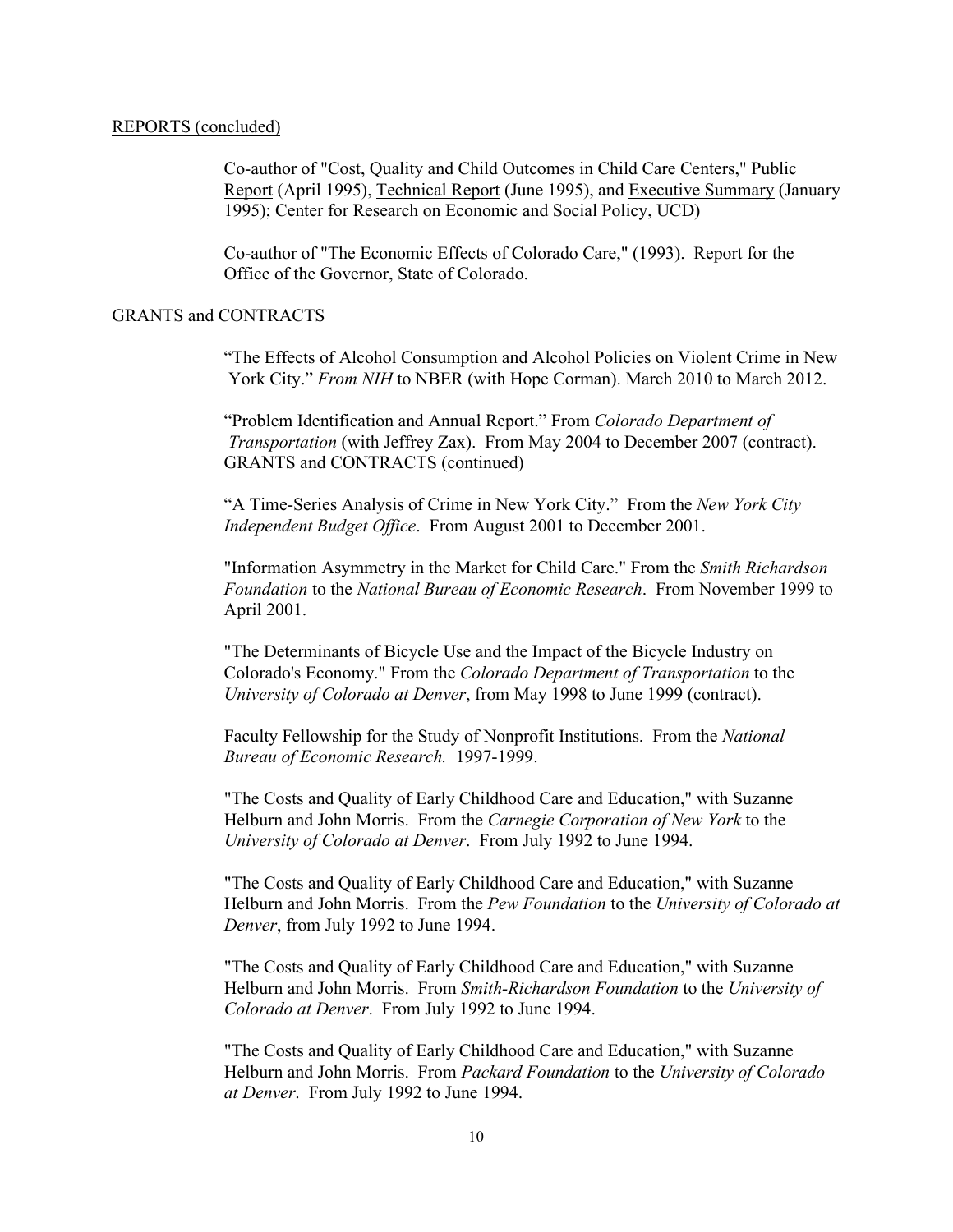## REPORTS (concluded)

Co-author of "Cost, Quality and Child Outcomes in Child Care Centers," Public Report (April 1995), Technical Report (June 1995), and Executive Summary (January 1995); Center for Research on Economic and Social Policy, UCD)

Co-author of "The Economic Effects of Colorado Care," (1993). Report for the Office of the Governor, State of Colorado.

## GRANTS and CONTRACTS

"The Effects of Alcohol Consumption and Alcohol Policies on Violent Crime in New York City." *From NIH* to NBER (with Hope Corman). March 2010 to March 2012.

"Problem Identification and Annual Report." From *Colorado Department of Transportation* (with Jeffrey Zax). From May 2004 to December 2007 (contract).

## GRANTS and CONTRACTS (continued)

"A Time-Series Analysis of Crime in New York City." From the *New York City Independent Budget Office*. From August 2001 to December 2001.

"Information Asymmetry in the Market for Child Care." From the *Smith Richardson Foundation* to the *National Bureau of Economic Research*. From November 1999 to April 2001.

"The Determinants of Bicycle Use and the Impact of the Bicycle Industry on Colorado's Economy." From the *Colorado Department of Transportation* to the *University of Colorado at Denver*, from May 1998 to June 1999 (contract).

Faculty Fellowship for the Study of Nonprofit Institutions. From the *National Bureau of Economic Research.* 1997-1999.

"The Costs and Quality of Early Childhood Care and Education," with Suzanne Helburn and John Morris. From the *Carnegie Corporation of New York* to the *University of Colorado at Denver*. From July 1992 to June 1994.

"The Costs and Quality of Early Childhood Care and Education," with Suzanne Helburn and John Morris. From the *Pew Foundation* to the *University of Colorado at Denver*, from July 1992 to June 1994.

"The Costs and Quality of Early Childhood Care and Education," with Suzanne Helburn and John Morris. From *Smith-Richardson Foundation* to the *University of Colorado at Denver*. From July 1992 to June 1994.

"The Costs and Quality of Early Childhood Care and Education," with Suzanne Helburn and John Morris. From *Packard Foundation* to the *University of Colorado at Denver*. From July 1992 to June 1994.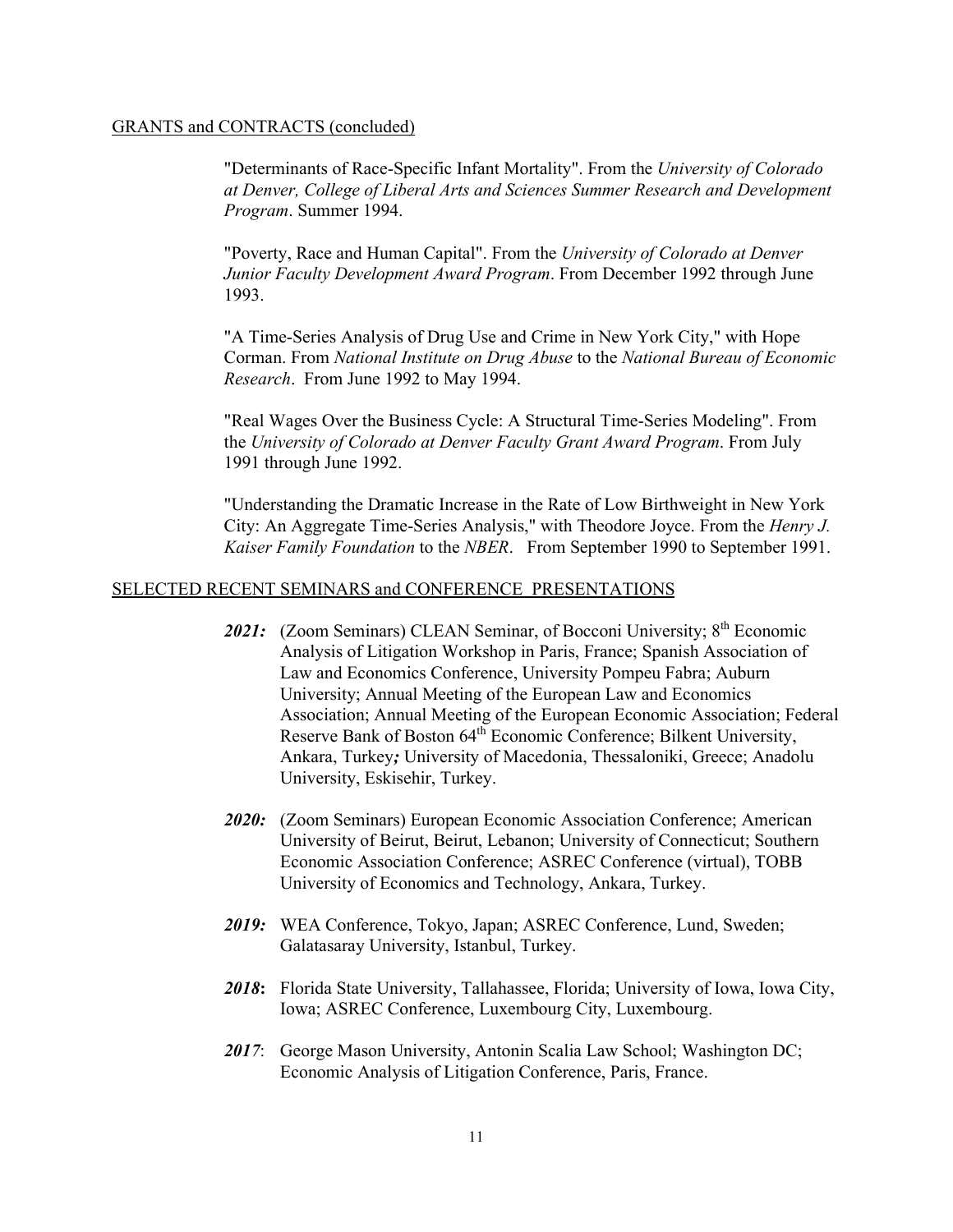## GRANTS and CONTRACTS (concluded)

"Determinants of Race-Specific Infant Mortality". From the *University of Colorado at Denver, College of Liberal Arts and Sciences Summer Research and Development Program*. Summer 1994.

"Poverty, Race and Human Capital". From the *University of Colorado at Denver Junior Faculty Development Award Program*. From December 1992 through June 1993.

"A Time-Series Analysis of Drug Use and Crime in New York City," with Hope Corman. From *National Institute on Drug Abuse* to the *National Bureau of Economic Research*. From June 1992 to May 1994.

"Real Wages Over the Business Cycle: A Structural Time-Series Modeling". From the *University of Colorado at Denver Faculty Grant Award Program*. From July 1991 through June 1992.

"Understanding the Dramatic Increase in the Rate of Low Birthweight in New York City: An Aggregate Time-Series Analysis," with Theodore Joyce. From the *Henry J. Kaiser Family Foundation* to the *NBER*. From September 1990 to September 1991.

## SELECTED RECENT SEMINARS and CONFERENCE PRESENTATIONS

***2021:*** (Zoom Seminars) CLEAN Seminar, of Bocconi University; 8th Economic Analysis of Litigation Workshop in Paris, France; Spanish Association of Law and Economics Conference, University Pompeu Fabra; Auburn University; Annual Meeting of the European Law and Economics Association; Annual Meeting of the European Economic Association; Federal Reserve Bank of Boston 64th Economic Conference; Bilkent University, Ankara, Turkey***;*** University of Macedonia, Thessaloniki, Greece; Anadolu University, Eskisehir, Turkey.

***2020:*** (Zoom Seminars) European Economic Association Conference; American University of Beirut, Beirut, Lebanon; University of Connecticut; Southern Economic Association Conference; ASREC Conference (virtual), TOBB University of Economics and Technology, Ankara, Turkey.

***2019:*** WEA Conference, Tokyo, Japan; ASREC Conference, Lund, Sweden; Galatasaray University, Istanbul, Turkey.

***2018*****:** Florida State University, Tallahassee, Florida; University of Iowa, Iowa City, Iowa; ASREC Conference, Luxembourg City, Luxembourg.

***2017***: George Mason University, Antonin Scalia Law School; Washington DC; Economic Analysis of Litigation Conference, Paris, France.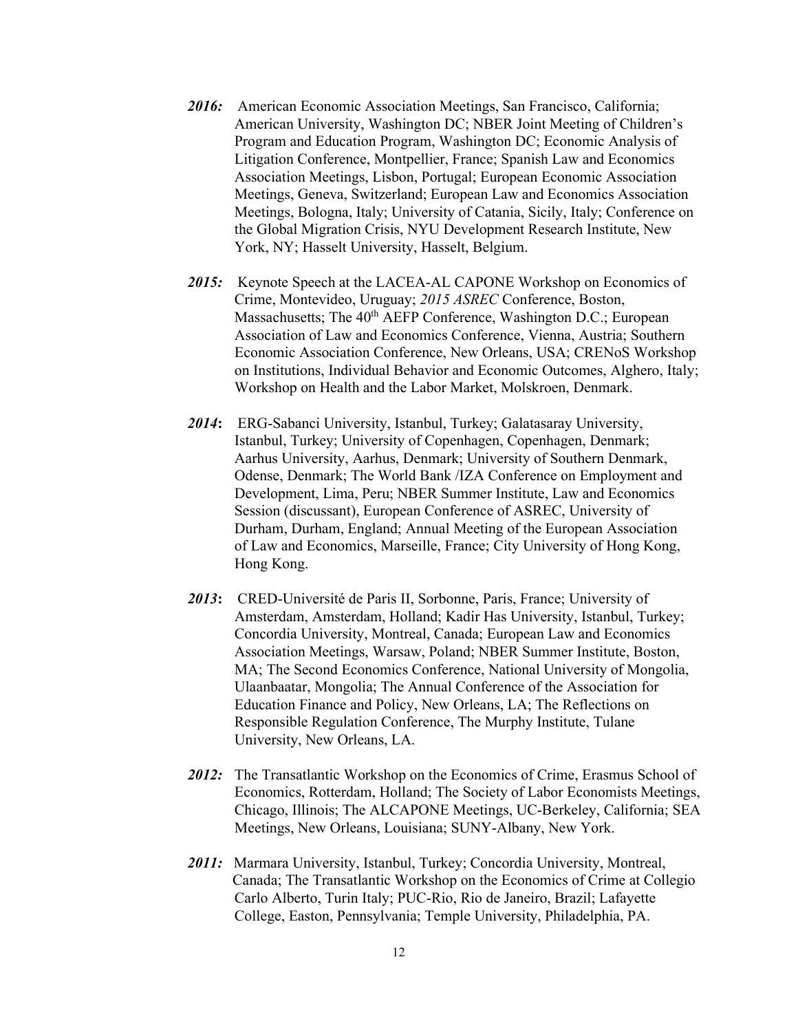***2016:*** American Economic Association Meetings, San Francisco, California; American University, Washington DC; NBER Joint Meeting of Children's Program and Education Program, Washington DC; Economic Analysis of Litigation Conference, Montpellier, France; Spanish Law and Economics Association Meetings, Lisbon, Portugal; European Economic Association Meetings, Geneva, Switzerland; European Law and Economics Association Meetings, Bologna, Italy; University of Catania, Sicily, Italy; Conference on the Global Migration Crisis, NYU Development Research Institute, New York, NY; Hasselt University, Hasselt, Belgium.

***2015:*** Keynote Speech at the LACEA-AL CAPONE Workshop on Economics of Crime, Montevideo, Uruguay; *2015 ASREC* Conference, Boston, Massachusetts; The 40th AEFP Conference, Washington D.C.; European Association of Law and Economics Conference, Vienna, Austria; Southern Economic Association Conference, New Orleans, USA; CRENoS Workshop on Institutions, Individual Behavior and Economic Outcomes, Alghero, Italy; Workshop on Health and the Labor Market, Molskroen, Denmark.

***2014*:** ERG-Sabanci University, Istanbul, Turkey; Galatasaray University, Istanbul, Turkey; University of Copenhagen, Copenhagen, Denmark; Aarhus University, Aarhus, Denmark; University of Southern Denmark, Odense, Denmark; The World Bank /IZA Conference on Employment and Development, Lima, Peru; NBER Summer Institute, Law and Economics Session (discussant), European Conference of ASREC, University of Durham, Durham, England; Annual Meeting of the European Association of Law and Economics, Marseille, France; City University of Hong Kong, Hong Kong.

***2013*:** CRED-Université de Paris II, Sorbonne, Paris, France; University of Amsterdam, Amsterdam, Holland; Kadir Has University, Istanbul, Turkey; Concordia University, Montreal, Canada; European Law and Economics Association Meetings, Warsaw, Poland; NBER Summer Institute, Boston, MA; The Second Economics Conference, National University of Mongolia, Ulaanbaatar, Mongolia; The Annual Conference of the Association for Education Finance and Policy, New Orleans, LA; The Reflections on Responsible Regulation Conference, The Murphy Institute, Tulane University, New Orleans, LA.

***2012:*** The Transatlantic Workshop on the Economics of Crime, Erasmus School of Economics, Rotterdam, Holland; The Society of Labor Economists Meetings, Chicago, Illinois; The ALCAPONE Meetings, UC-Berkeley, California; SEA Meetings, New Orleans, Louisiana; SUNY-Albany, New York.

***2011:*** Marmara University, Istanbul, Turkey; Concordia University, Montreal, Canada; The Transatlantic Workshop on the Economics of Crime at Collegio Carlo Alberto, Turin Italy; PUC-Rio, Rio de Janeiro, Brazil; Lafayette College, Easton, Pennsylvania; Temple University, Philadelphia, PA.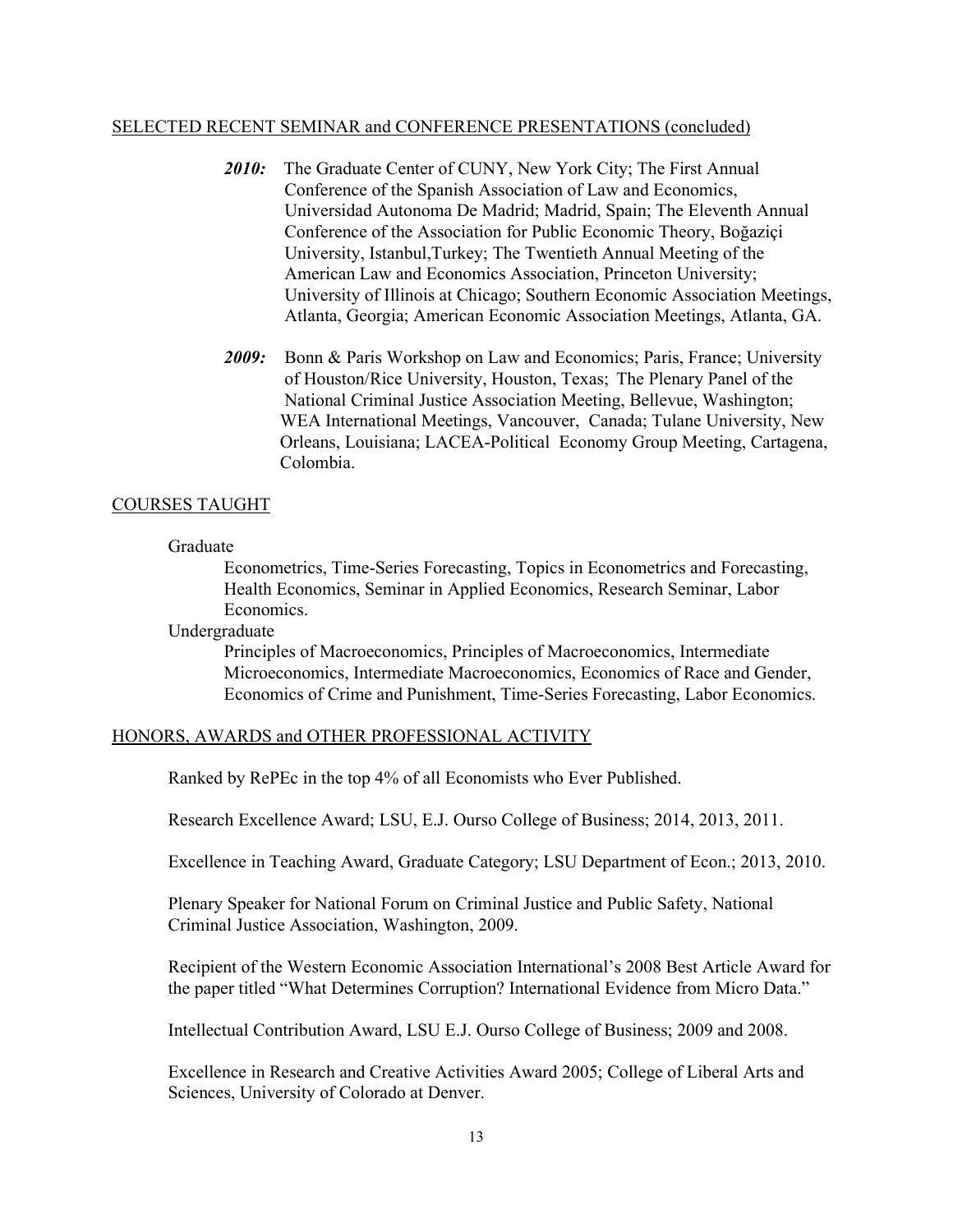## SELECTED RECENT SEMINAR and CONFERENCE PRESENTATIONS (concluded)

***2010:*** The Graduate Center of CUNY, New York City; The First Annual Conference of the Spanish Association of Law and Economics, Universidad Autonoma De Madrid; Madrid, Spain; The Eleventh Annual Conference of the Association for Public Economic Theory, Boğaziçi University, Istanbul,Turkey; The Twentieth Annual Meeting of the American Law and Economics Association, Princeton University; University of Illinois at Chicago; Southern Economic Association Meetings, Atlanta, Georgia; American Economic Association Meetings, Atlanta, GA.

***2009:*** Bonn & Paris Workshop on Law and Economics; Paris, France; University of Houston/Rice University, Houston, Texas; The Plenary Panel of the National Criminal Justice Association Meeting, Bellevue, Washington; WEA International Meetings, Vancouver, Canada; Tulane University, New Orleans, Louisiana; LACEA-Political Economy Group Meeting, Cartagena, Colombia.

## COURSES TAUGHT

Graduate

Econometrics, Time-Series Forecasting, Topics in Econometrics and Forecasting, Health Economics, Seminar in Applied Economics, Research Seminar, Labor Economics.

Undergraduate

Principles of Macroeconomics, Principles of Macroeconomics, Intermediate Microeconomics, Intermediate Macroeconomics, Economics of Race and Gender, Economics of Crime and Punishment, Time-Series Forecasting, Labor Economics.

## HONORS, AWARDS and OTHER PROFESSIONAL ACTIVITY

Ranked by RePEc in the top 4% of all Economists who Ever Published.

Research Excellence Award; LSU, E.J. Ourso College of Business; 2014, 2013, 2011.

Excellence in Teaching Award, Graduate Category; LSU Department of Econ.; 2013, 2010.

Plenary Speaker for National Forum on Criminal Justice and Public Safety, National Criminal Justice Association, Washington, 2009.

Recipient of the Western Economic Association International's 2008 Best Article Award for the paper titled "What Determines Corruption? International Evidence from Micro Data."

Intellectual Contribution Award, LSU E.J. Ourso College of Business; 2009 and 2008.

Excellence in Research and Creative Activities Award 2005; College of Liberal Arts and Sciences, University of Colorado at Denver.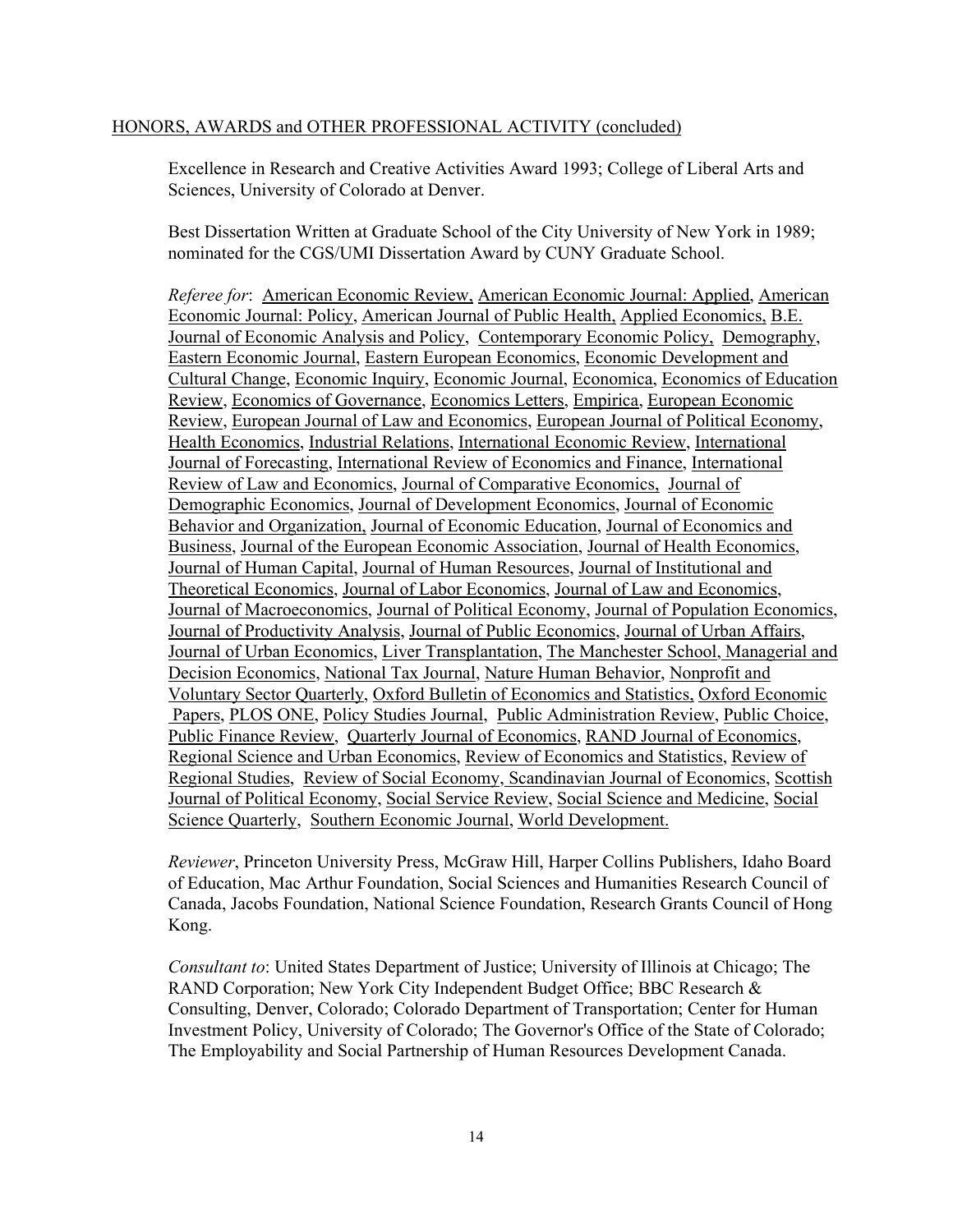## HONORS, AWARDS and OTHER PROFESSIONAL ACTIVITY (concluded)

Excellence in Research and Creative Activities Award 1993; College of Liberal Arts and Sciences, University of Colorado at Denver.

Best Dissertation Written at Graduate School of the City University of New York in 1989; nominated for the CGS/UMI Dissertation Award by CUNY Graduate School.

*Referee for*: American Economic Review, American Economic Journal: Applied, American Economic Journal: Policy, American Journal of Public Health, Applied Economics, B.E. Journal of Economic Analysis and Policy, Contemporary Economic Policy, Demography, Eastern Economic Journal, Eastern European Economics, Economic Development and Cultural Change, Economic Inquiry, Economic Journal, Economica, Economics of Education Review, Economics of Governance, Economics Letters, Empirica, European Economic Review, European Journal of Law and Economics, European Journal of Political Economy, Health Economics, Industrial Relations, International Economic Review, International Journal of Forecasting, International Review of Economics and Finance, International Review of Law and Economics, Journal of Comparative Economics, Journal of Demographic Economics, Journal of Development Economics, Journal of Economic Behavior and Organization, Journal of Economic Education, Journal of Economics and Business, Journal of the European Economic Association, Journal of Health Economics, Journal of Human Capital, Journal of Human Resources, Journal of Institutional and Theoretical Economics, Journal of Labor Economics, Journal of Law and Economics, Journal of Macroeconomics, Journal of Political Economy, Journal of Population Economics, Journal of Productivity Analysis, Journal of Public Economics, Journal of Urban Affairs, Journal of Urban Economics, Liver Transplantation, The Manchester School, Managerial and Decision Economics, National Tax Journal, Nature Human Behavior, Nonprofit and Voluntary Sector Quarterly, Oxford Bulletin of Economics and Statistics, Oxford Economic Papers, PLOS ONE, Policy Studies Journal, Public Administration Review, Public Choice, Public Finance Review, Quarterly Journal of Economics, RAND Journal of Economics, Regional Science and Urban Economics, Review of Economics and Statistics, Review of Regional Studies, Review of Social Economy, Scandinavian Journal of Economics, Scottish Journal of Political Economy, Social Service Review, Social Science and Medicine, Social Science Quarterly, Southern Economic Journal, World Development.

*Reviewer*, Princeton University Press, McGraw Hill, Harper Collins Publishers, Idaho Board of Education, Mac Arthur Foundation, Social Sciences and Humanities Research Council of Canada, Jacobs Foundation, National Science Foundation, Research Grants Council of Hong Kong.

*Consultant to*: United States Department of Justice; University of Illinois at Chicago; The RAND Corporation; New York City Independent Budget Office; BBC Research & Consulting, Denver, Colorado; Colorado Department of Transportation; Center for Human Investment Policy, University of Colorado; The Governor's Office of the State of Colorado; The Employability and Social Partnership of Human Resources Development Canada.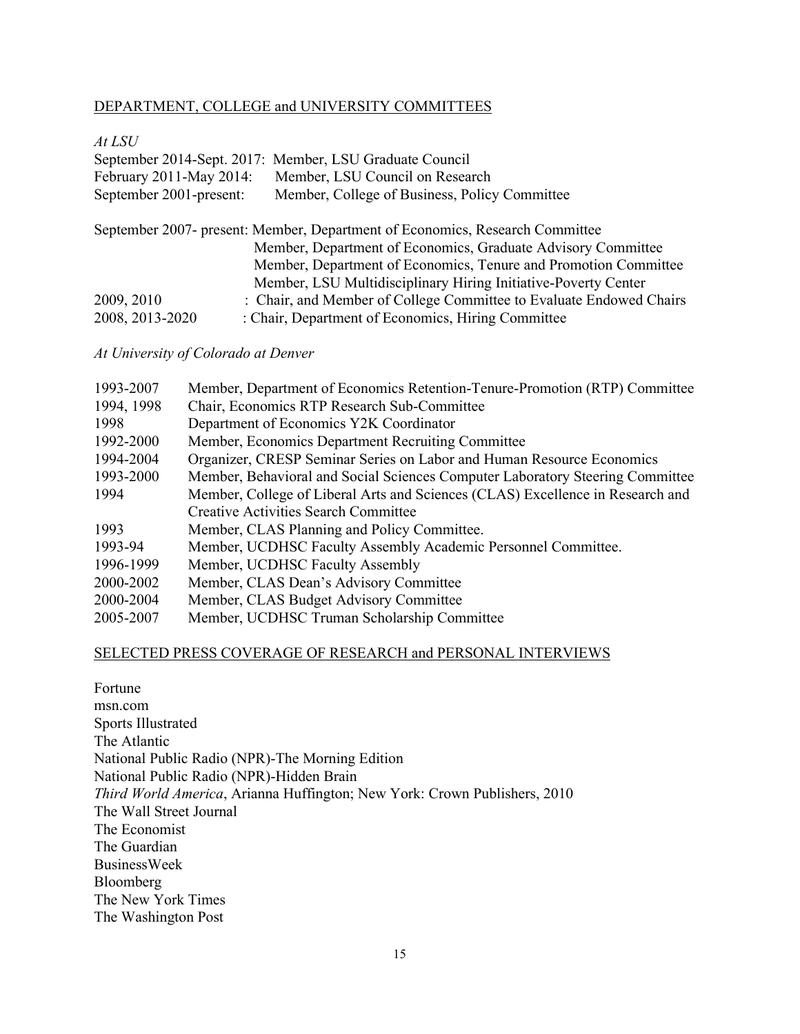## DEPARTMENT, COLLEGE and UNIVERSITY COMMITTEES

*At LSU*

September 2014-Sept. 2017: Member, LSU Graduate Council
February 2011-May 2014: Member, LSU Council on Research
September 2001-present: Member, College of Business, Policy Committee

September 2007- present: Member, Department of Economics, Research Committee
Member, Department of Economics, Graduate Advisory Committee
Member, Department of Economics, Tenure and Promotion Committee
Member, LSU Multidisciplinary Hiring Initiative-Poverty Center
2009, 2010 : Chair, and Member of College Committee to Evaluate Endowed Chairs
2008, 2013-2020 : Chair, Department of Economics, Hiring Committee

*At University of Colorado at Denver*

1993-2007 Member, Department of Economics Retention-Tenure-Promotion (RTP) Committee
1994, 1998 Chair, Economics RTP Research Sub-Committee
1998 Department of Economics Y2K Coordinator
1992-2000 Member, Economics Department Recruiting Committee
1994-2004 Organizer, CRESP Seminar Series on Labor and Human Resource Economics
1993-2000 Member, Behavioral and Social Sciences Computer Laboratory Steering Committee
1994 Member, College of Liberal Arts and Sciences (CLAS) Excellence in Research and Creative Activities Search Committee
1993 Member, CLAS Planning and Policy Committee.
1993-94 Member, UCDHSC Faculty Assembly Academic Personnel Committee.
1996-1999 Member, UCDHSC Faculty Assembly
2000-2002 Member, CLAS Dean's Advisory Committee
2000-2004 Member, CLAS Budget Advisory Committee
2005-2007 Member, UCDHSC Truman Scholarship Committee

## SELECTED PRESS COVERAGE OF RESEARCH and PERSONAL INTERVIEWS

Fortune
msn.com
Sports Illustrated
The Atlantic
National Public Radio (NPR)-The Morning Edition
National Public Radio (NPR)-Hidden Brain
*Third World America*, Arianna Huffington; New York: Crown Publishers, 2010
The Wall Street Journal
The Economist
The Guardian
BusinessWeek
Bloomberg
The New York Times
The Washington Post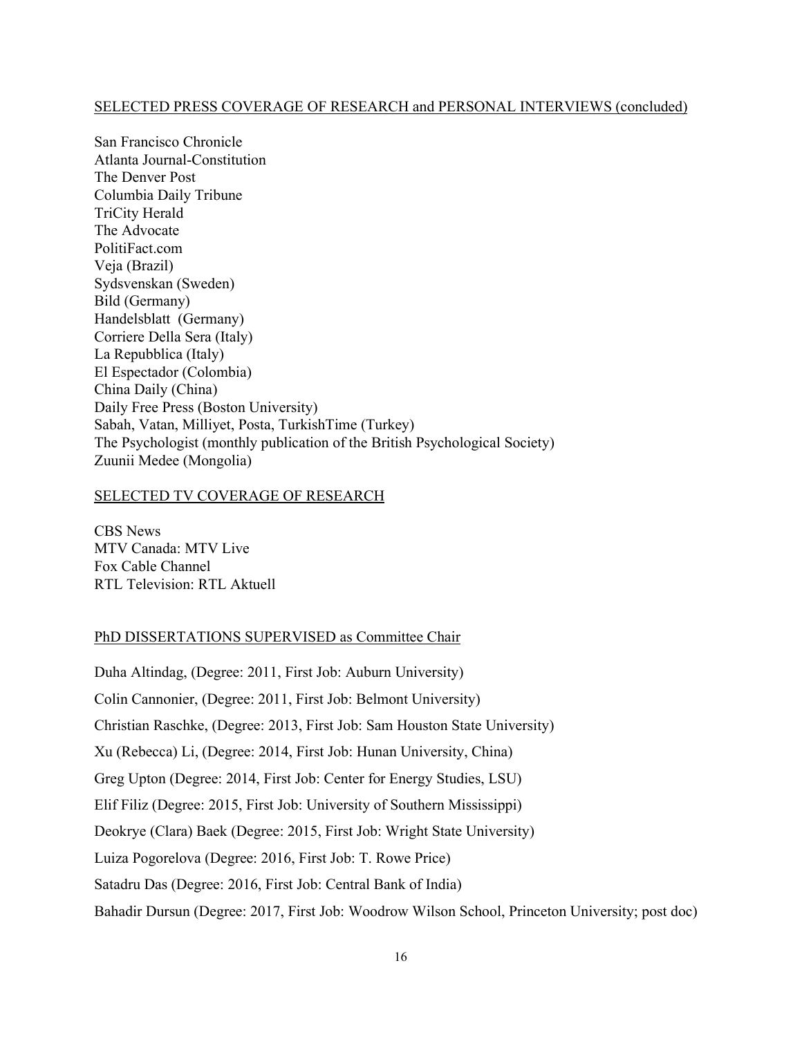## SELECTED PRESS COVERAGE OF RESEARCH and PERSONAL INTERVIEWS (concluded)

San Francisco Chronicle
Atlanta Journal-Constitution
The Denver Post
Columbia Daily Tribune
TriCity Herald
The Advocate
PolitiFact.com
Veja (Brazil)
Sydsvenskan (Sweden)
Bild (Germany)
Handelsblatt (Germany)
Corriere Della Sera (Italy)
La Repubblica (Italy)
El Espectador (Colombia)
China Daily (China)
Daily Free Press (Boston University)
Sabah, Vatan, Milliyet, Posta, TurkishTime (Turkey)
The Psychologist (monthly publication of the British Psychological Society)
Zuunii Medee (Mongolia)

## SELECTED TV COVERAGE OF RESEARCH

CBS News
MTV Canada: MTV Live
Fox Cable Channel
RTL Television: RTL Aktuell

## PhD DISSERTATIONS SUPERVISED as Committee Chair

Duha Altindag, (Degree: 2011, First Job: Auburn University)

Colin Cannonier, (Degree: 2011, First Job: Belmont University)

Christian Raschke, (Degree: 2013, First Job: Sam Houston State University)

Xu (Rebecca) Li, (Degree: 2014, First Job: Hunan University, China)

Greg Upton (Degree: 2014, First Job: Center for Energy Studies, LSU)

Elif Filiz (Degree: 2015, First Job: University of Southern Mississippi)

Deokrye (Clara) Baek (Degree: 2015, First Job: Wright State University)

Luiza Pogorelova (Degree: 2016, First Job: T. Rowe Price)

Satadru Das (Degree: 2016, First Job: Central Bank of India)

Bahadir Dursun (Degree: 2017, First Job: Woodrow Wilson School, Princeton University; post doc)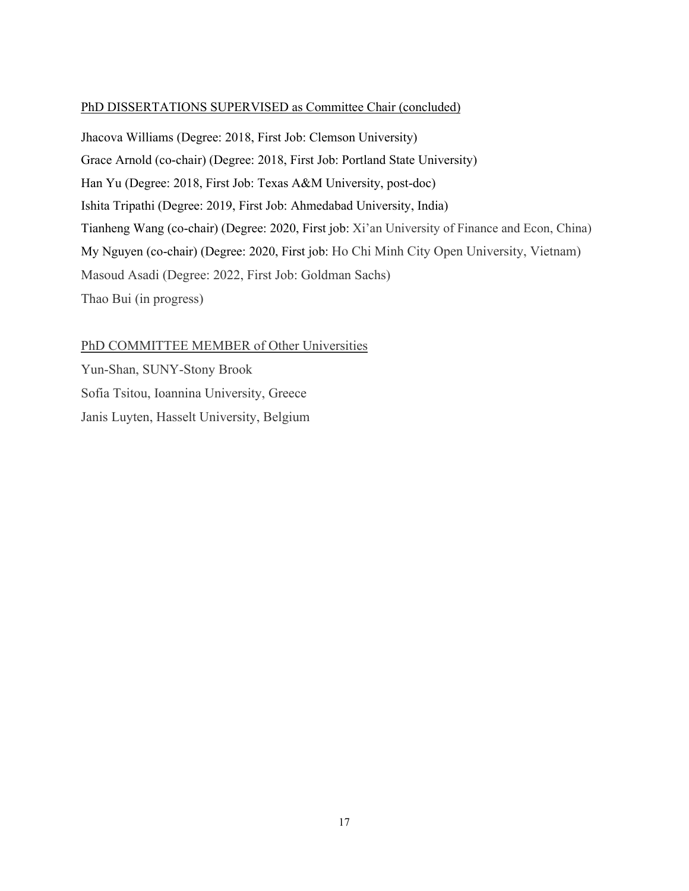## PhD DISSERTATIONS SUPERVISED as Committee Chair (concluded)

Jhacova Williams (Degree: 2018, First Job: Clemson University)

Grace Arnold (co-chair) (Degree: 2018, First Job: Portland State University)

Han Yu (Degree: 2018, First Job: Texas A&M University, post-doc)

Ishita Tripathi (Degree: 2019, First Job: Ahmedabad University, India)

Tianheng Wang (co-chair) (Degree: 2020, First job: Xi'an University of Finance and Econ, China)

My Nguyen (co-chair) (Degree: 2020, First job: Ho Chi Minh City Open University, Vietnam)

Masoud Asadi (Degree: 2022, First Job: Goldman Sachs)

Thao Bui (in progress)

## PhD COMMITTEE MEMBER of Other Universities

Yun-Shan, SUNY-Stony Brook

Sofia Tsitou, Ioannina University, Greece

Janis Luyten, Hasselt University, Belgium